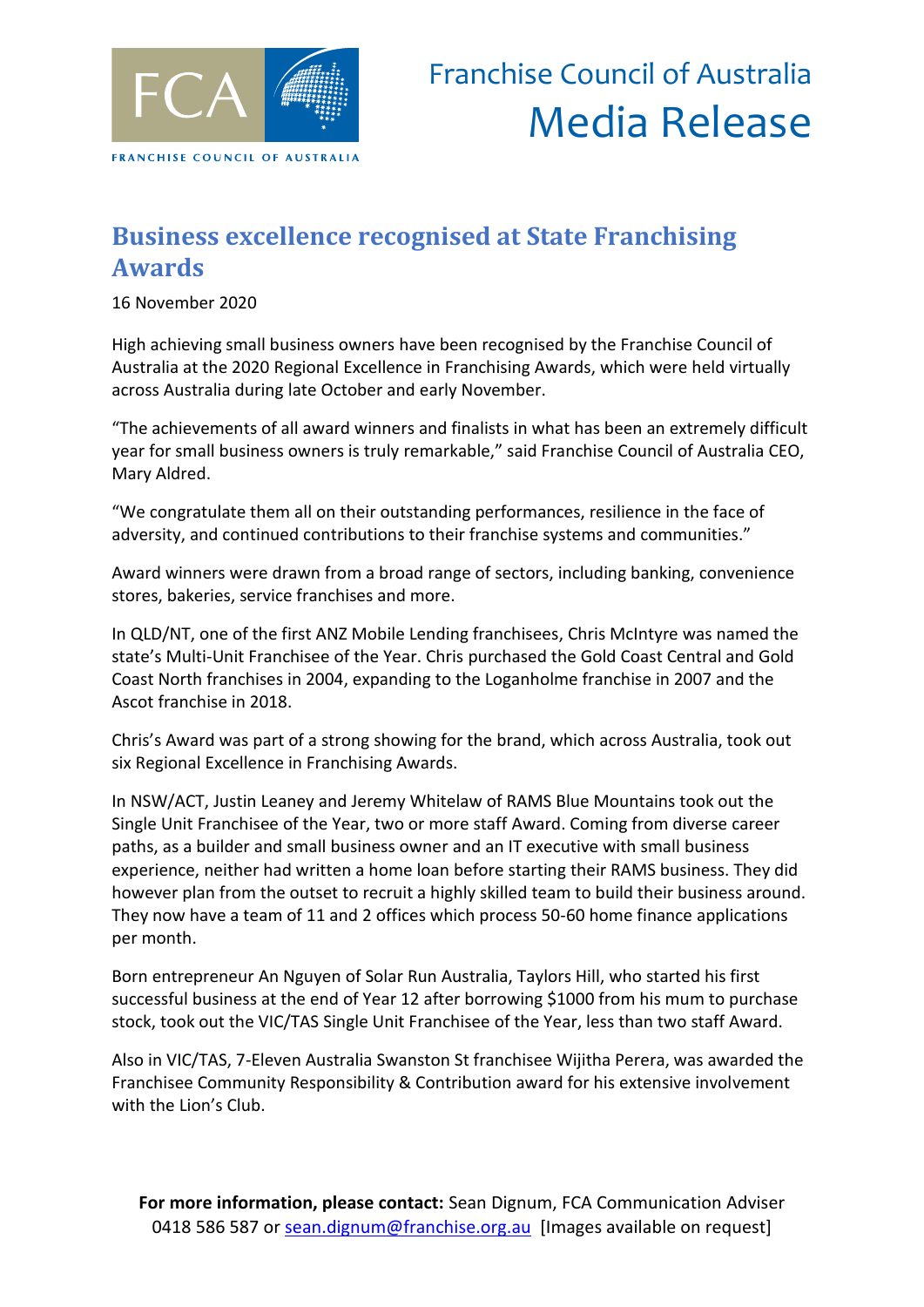FCA

FRANCHISE COUNCIL OF AUSTRALIA

Franchise Council of Australia
Media Release

# Business excellence recognised at State Franchising Awards

16 November 2020

High achieving small business owners have been recognised by the Franchise Council of Australia at the 2020 Regional Excellence in Franchising Awards, which were held virtually across Australia during late October and early November.

"The achievements of all award winners and finalists in what has been an extremely difficult year for small business owners is truly remarkable," said Franchise Council of Australia CEO, Mary Aldred.

"We congratulate them all on their outstanding performances, resilience in the face of adversity, and continued contributions to their franchise systems and communities."

Award winners were drawn from a broad range of sectors, including banking, convenience stores, bakeries, service franchises and more.

In QLD/NT, one of the first ANZ Mobile Lending franchisees, Chris McIntyre was named the state's Multi-Unit Franchisee of the Year. Chris purchased the Gold Coast Central and Gold Coast North franchises in 2004, expanding to the Loganholme franchise in 2007 and the Ascot franchise in 2018.

Chris's Award was part of a strong showing for the brand, which across Australia, took out six Regional Excellence in Franchising Awards.

In NSW/ACT, Justin Leaney and Jeremy Whitelaw of RAMS Blue Mountains took out the Single Unit Franchisee of the Year, two or more staff Award. Coming from diverse career paths, as a builder and small business owner and an IT executive with small business experience, neither had written a home loan before starting their RAMS business. They did however plan from the outset to recruit a highly skilled team to build their business around. They now have a team of 11 and 2 offices which process 50-60 home finance applications per month.

Born entrepreneur An Nguyen of Solar Run Australia, Taylors Hill, who started his first successful business at the end of Year 12 after borrowing $1000 from his mum to purchase stock, took out the VIC/TAS Single Unit Franchisee of the Year, less than two staff Award.

Also in VIC/TAS, 7-Eleven Australia Swanston St franchisee Wijitha Perera, was awarded the Franchisee Community Responsibility & Contribution award for his extensive involvement with the Lion's Club.

**For more information, please contact:** Sean Dignum, FCA Communication Adviser 0418 586 587 or sean.dignum@franchise.org.au [Images available on request]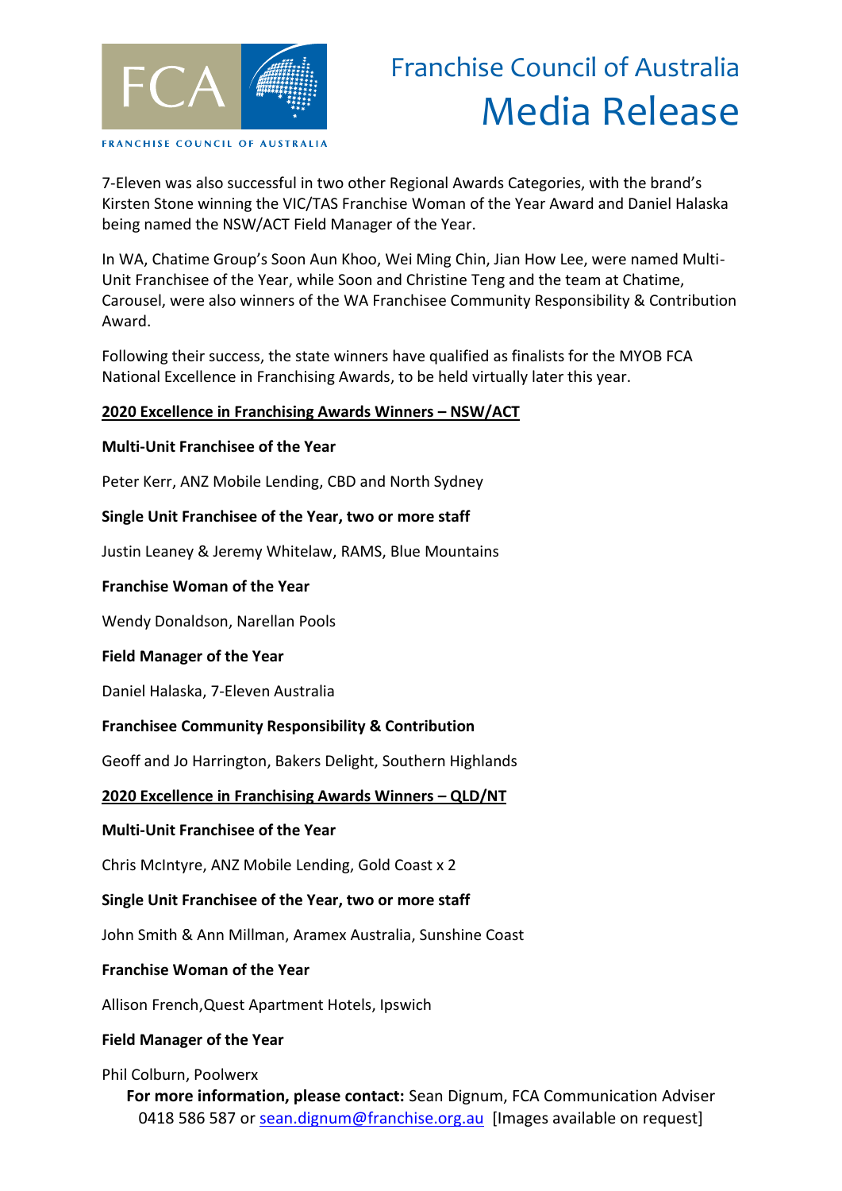7-Eleven was also successful in two other Regional Awards Categories, with the brand's Kirsten Stone winning the VIC/TAS Franchise Woman of the Year Award and Daniel Halaska being named the NSW/ACT Field Manager of the Year.

In WA, Chatime Group's Soon Aun Khoo, Wei Ming Chin, Jian How Lee, were named Multi-Unit Franchisee of the Year, while Soon and Christine Teng and the team at Chatime, Carousel, were also winners of the WA Franchisee Community Responsibility & Contribution Award.

Following their success, the state winners have qualified as finalists for the MYOB FCA National Excellence in Franchising Awards, to be held virtually later this year.

## 2020 Excellence in Franchising Awards Winners – NSW/ACT

**Multi-Unit Franchisee of the Year**

Peter Kerr, ANZ Mobile Lending, CBD and North Sydney

**Single Unit Franchisee of the Year, two or more staff**

Justin Leaney & Jeremy Whitelaw, RAMS, Blue Mountains

**Franchise Woman of the Year**

Wendy Donaldson, Narellan Pools

**Field Manager of the Year**

Daniel Halaska, 7-Eleven Australia

**Franchisee Community Responsibility & Contribution**

Geoff and Jo Harrington, Bakers Delight, Southern Highlands

## 2020 Excellence in Franchising Awards Winners – QLD/NT

**Multi-Unit Franchisee of the Year**

Chris McIntyre, ANZ Mobile Lending, Gold Coast x 2

**Single Unit Franchisee of the Year, two or more staff**

John Smith & Ann Millman, Aramex Australia, Sunshine Coast

**Franchise Woman of the Year**

Allison French,Quest Apartment Hotels, Ipswich

**Field Manager of the Year**

Phil Colburn, Poolwerx

**For more information, please contact:** Sean Dignum, FCA Communication Adviser 0418 586 587 or sean.dignum@franchise.org.au [Images available on request]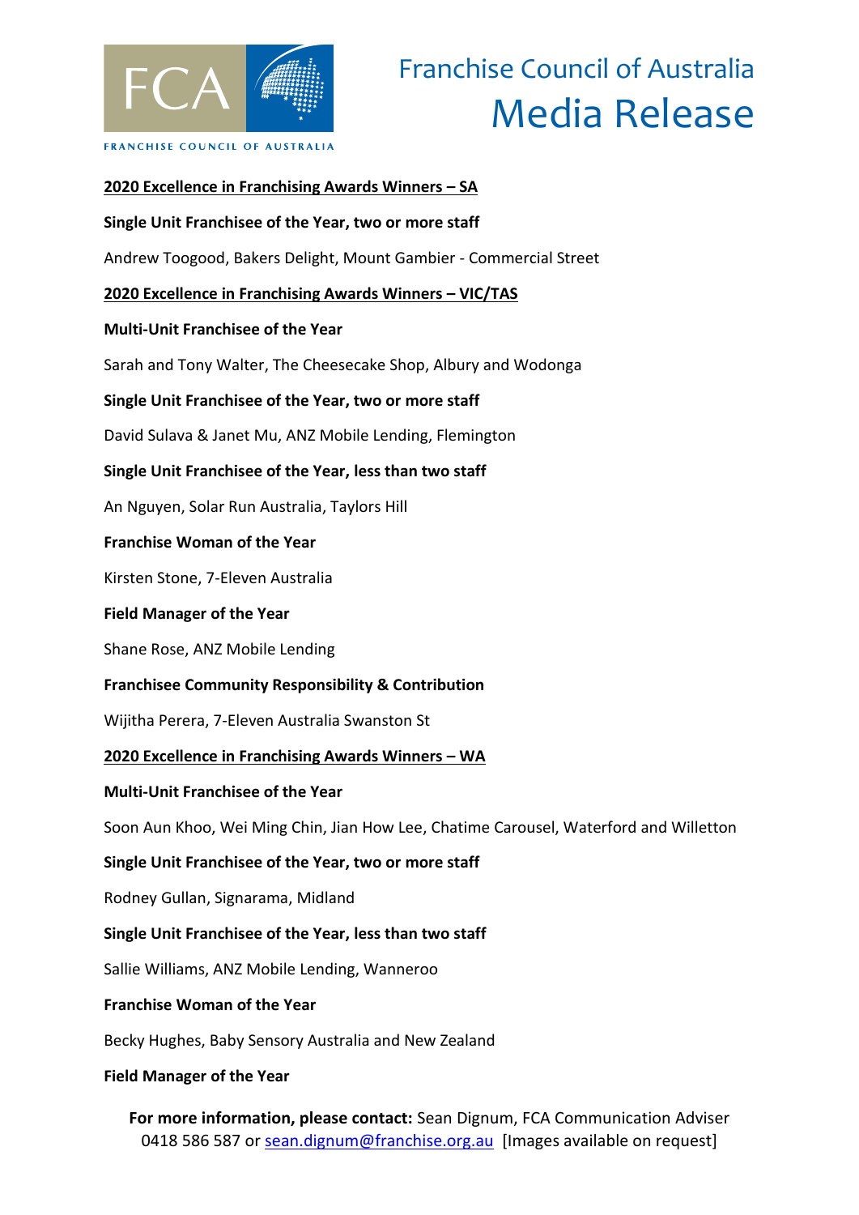**2020 Excellence in Franchising Awards Winners – SA**

**Single Unit Franchisee of the Year, two or more staff**

Andrew Toogood, Bakers Delight, Mount Gambier - Commercial Street

**2020 Excellence in Franchising Awards Winners – VIC/TAS**

**Multi-Unit Franchisee of the Year**

Sarah and Tony Walter, The Cheesecake Shop, Albury and Wodonga

**Single Unit Franchisee of the Year, two or more staff**

David Sulava & Janet Mu, ANZ Mobile Lending, Flemington

**Single Unit Franchisee of the Year, less than two staff**

An Nguyen, Solar Run Australia, Taylors Hill

**Franchise Woman of the Year**

Kirsten Stone, 7-Eleven Australia

**Field Manager of the Year**

Shane Rose, ANZ Mobile Lending

**Franchisee Community Responsibility & Contribution**

Wijitha Perera, 7-Eleven Australia Swanston St

**2020 Excellence in Franchising Awards Winners – WA**

**Multi-Unit Franchisee of the Year**

Soon Aun Khoo, Wei Ming Chin, Jian How Lee, Chatime Carousel, Waterford and Willetton

**Single Unit Franchisee of the Year, two or more staff**

Rodney Gullan, Signarama, Midland

**Single Unit Franchisee of the Year, less than two staff**

Sallie Williams, ANZ Mobile Lending, Wanneroo

**Franchise Woman of the Year**

Becky Hughes, Baby Sensory Australia and New Zealand

**Field Manager of the Year**

**For more information, please contact:** Sean Dignum, FCA Communication Adviser 0418 586 587 or sean.dignum@franchise.org.au [Images available on request]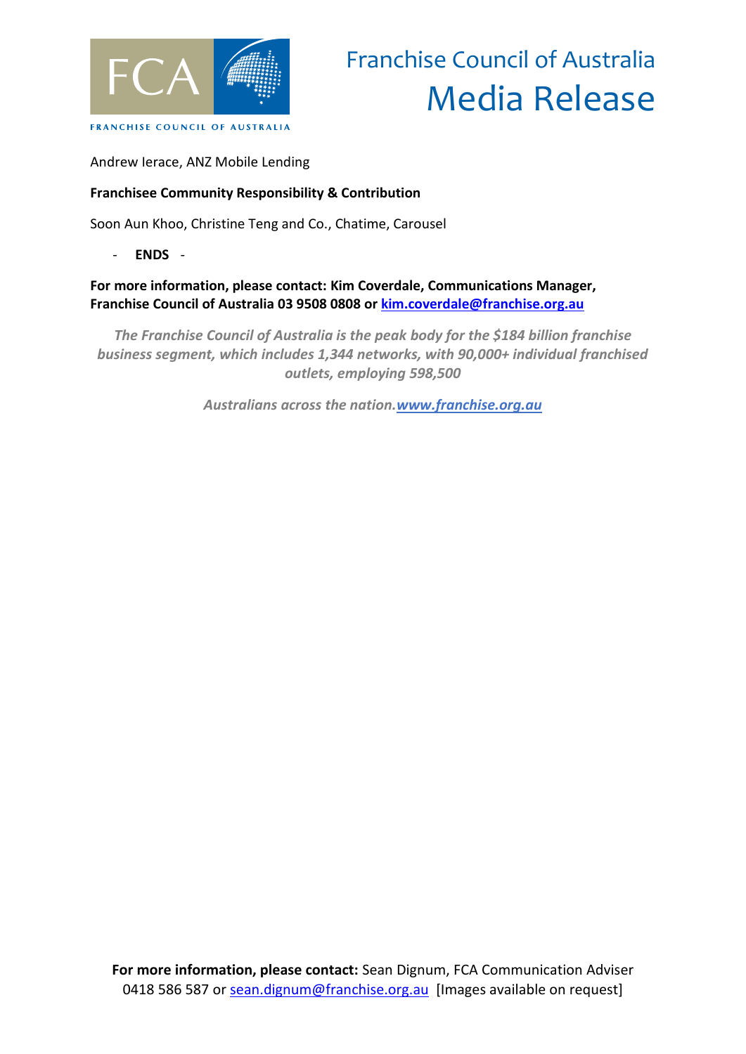Andrew Ierace, ANZ Mobile Lending

**Franchisee Community Responsibility & Contribution**

Soon Aun Khoo, Christine Teng and Co., Chatime, Carousel

- **ENDS** -

**For more information, please contact: Kim Coverdale, Communications Manager, Franchise Council of Australia 03 9508 0808 or kim.coverdale@franchise.org.au**

***The Franchise Council of Australia is the peak body for the $184 billion franchise business segment, which includes 1,344 networks, with 90,000+ individual franchised outlets, employing 598,500***

***Australians across the nation. www.franchise.org.au***

**For more information, please contact:** Sean Dignum, FCA Communication Adviser 0418 586 587 or sean.dignum@franchise.org.au [Images available on request]